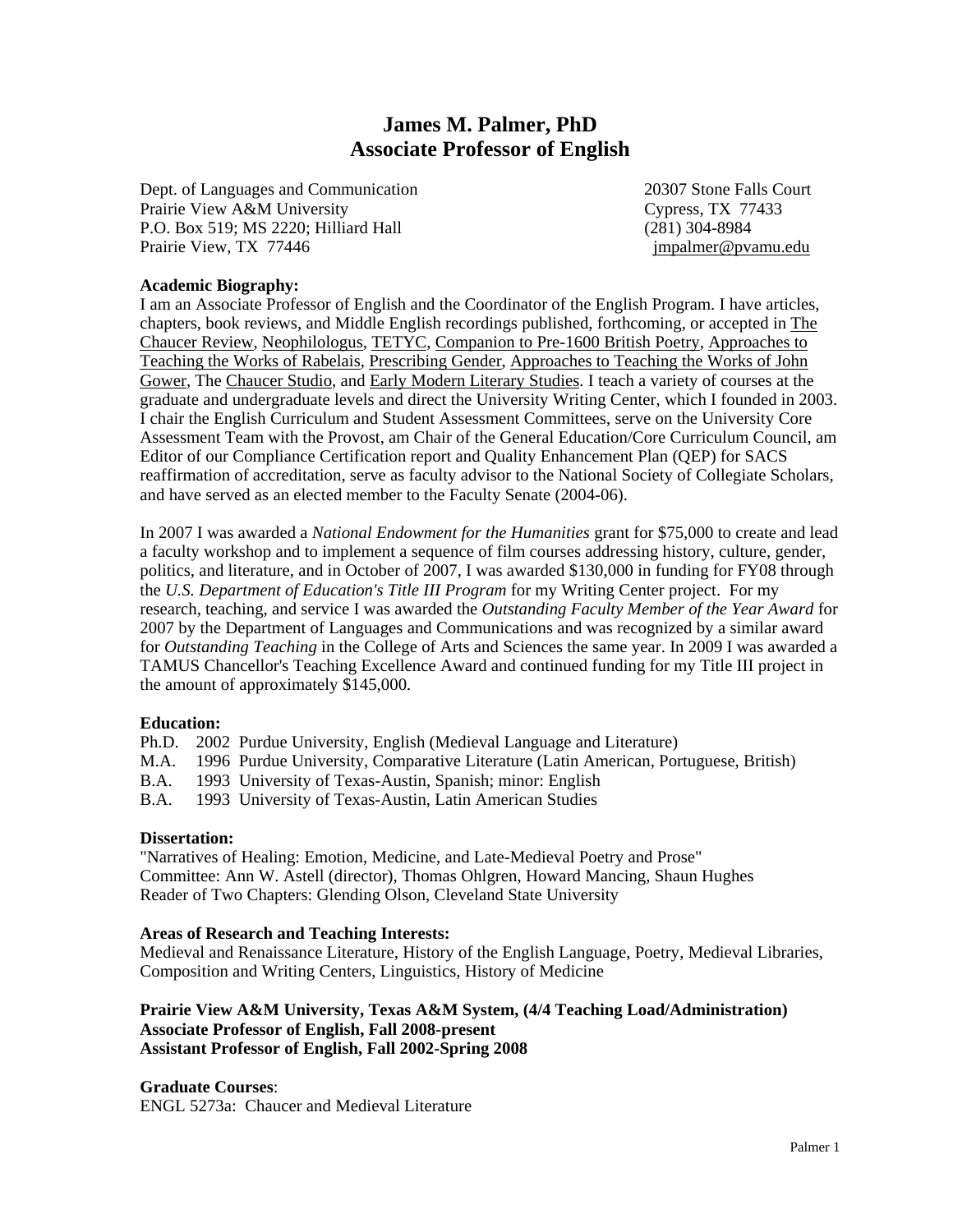# James M. Palmer, PhD
# Associate Professor of English

Dept. of Languages and Communication
Prairie View A&M University
P.O. Box 519; MS 2220; Hilliard Hall
Prairie View, TX 77446

20307 Stone Falls Court
Cypress, TX 77433
(281) 304-8984
jmpalmer@pvamu.edu

**Academic Biography:**

I am an Associate Professor of English and the Coordinator of the English Program. I have articles, chapters, book reviews, and Middle English recordings published, forthcoming, or accepted in The Chaucer Review, Neophilologus, TETYC, Companion to Pre-1600 British Poetry, Approaches to Teaching the Works of Rabelais, Prescribing Gender, Approaches to Teaching the Works of John Gower, The Chaucer Studio, and Early Modern Literary Studies. I teach a variety of courses at the graduate and undergraduate levels and direct the University Writing Center, which I founded in 2003. I chair the English Curriculum and Student Assessment Committees, serve on the University Core Assessment Team with the Provost, am Chair of the General Education/Core Curriculum Council, am Editor of our Compliance Certification report and Quality Enhancement Plan (QEP) for SACS reaffirmation of accreditation, serve as faculty advisor to the National Society of Collegiate Scholars, and have served as an elected member to the Faculty Senate (2004-06).

In 2007 I was awarded a *National Endowment for the Humanities* grant for $75,000 to create and lead a faculty workshop and to implement a sequence of film courses addressing history, culture, gender, politics, and literature, and in October of 2007, I was awarded $130,000 in funding for FY08 through the *U.S. Department of Education's Title III Program* for my Writing Center project. For my research, teaching, and service I was awarded the *Outstanding Faculty Member of the Year Award* for 2007 by the Department of Languages and Communications and was recognized by a similar award for *Outstanding Teaching* in the College of Arts and Sciences the same year. In 2009 I was awarded a TAMUS Chancellor's Teaching Excellence Award and continued funding for my Title III project in the amount of approximately $145,000.

**Education:**

Ph.D. 2002 Purdue University, English (Medieval Language and Literature)
M.A. 1996 Purdue University, Comparative Literature (Latin American, Portuguese, British)
B.A. 1993 University of Texas-Austin, Spanish; minor: English
B.A. 1993 University of Texas-Austin, Latin American Studies

**Dissertation:**

"Narratives of Healing: Emotion, Medicine, and Late-Medieval Poetry and Prose"
Committee: Ann W. Astell (director), Thomas Ohlgren, Howard Mancing, Shaun Hughes
Reader of Two Chapters: Glending Olson, Cleveland State University

**Areas of Research and Teaching Interests:**

Medieval and Renaissance Literature, History of the English Language, Poetry, Medieval Libraries, Composition and Writing Centers, Linguistics, History of Medicine

**Prairie View A&M University, Texas A&M System, (4/4 Teaching Load/Administration)**
**Associate Professor of English, Fall 2008-present**
**Assistant Professor of English, Fall 2002-Spring 2008**

**Graduate Courses**:
ENGL 5273a: Chaucer and Medieval Literature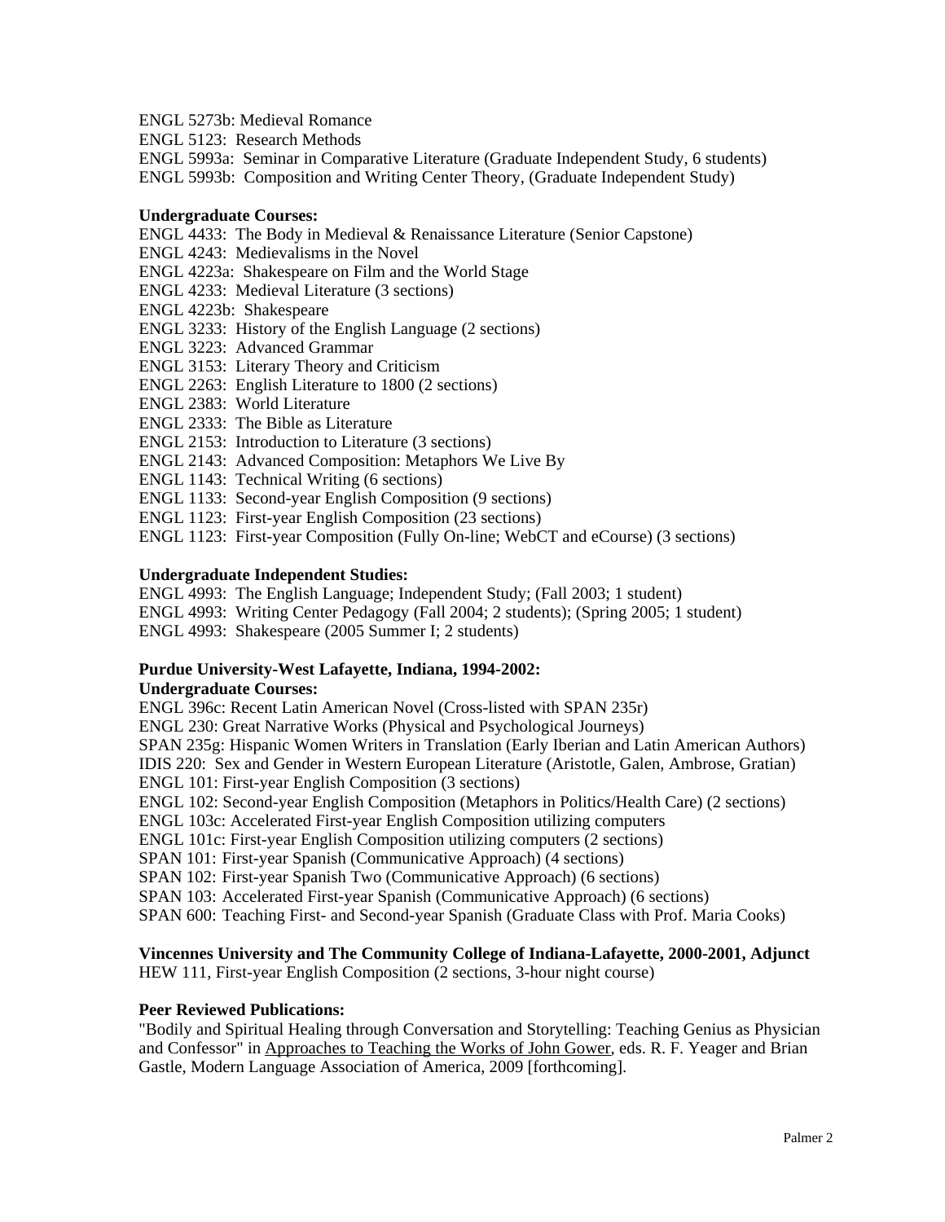ENGL 5273b: Medieval Romance
ENGL 5123: Research Methods
ENGL 5993a: Seminar in Comparative Literature (Graduate Independent Study, 6 students)
ENGL 5993b: Composition and Writing Center Theory, (Graduate Independent Study)

**Undergraduate Courses:**

ENGL 4433: The Body in Medieval & Renaissance Literature (Senior Capstone)
ENGL 4243: Medievalisms in the Novel
ENGL 4223a: Shakespeare on Film and the World Stage
ENGL 4233: Medieval Literature (3 sections)
ENGL 4223b: Shakespeare
ENGL 3233: History of the English Language (2 sections)
ENGL 3223: Advanced Grammar
ENGL 3153: Literary Theory and Criticism
ENGL 2263: English Literature to 1800 (2 sections)
ENGL 2383: World Literature
ENGL 2333: The Bible as Literature
ENGL 2153: Introduction to Literature (3 sections)
ENGL 2143: Advanced Composition: Metaphors We Live By
ENGL 1143: Technical Writing (6 sections)
ENGL 1133: Second-year English Composition (9 sections)
ENGL 1123: First-year English Composition (23 sections)
ENGL 1123: First-year Composition (Fully On-line; WebCT and eCourse) (3 sections)

**Undergraduate Independent Studies:**

ENGL 4993: The English Language; Independent Study; (Fall 2003; 1 student)
ENGL 4993: Writing Center Pedagogy (Fall 2004; 2 students); (Spring 2005; 1 student)
ENGL 4993: Shakespeare (2005 Summer I; 2 students)

**Purdue University-West Lafayette, Indiana, 1994-2002:**
**Undergraduate Courses:**

ENGL 396c: Recent Latin American Novel (Cross-listed with SPAN 235r)
ENGL 230: Great Narrative Works (Physical and Psychological Journeys)
SPAN 235g: Hispanic Women Writers in Translation (Early Iberian and Latin American Authors)
IDIS 220: Sex and Gender in Western European Literature (Aristotle, Galen, Ambrose, Gratian)
ENGL 101: First-year English Composition (3 sections)
ENGL 102: Second-year English Composition (Metaphors in Politics/Health Care) (2 sections)
ENGL 103c: Accelerated First-year English Composition utilizing computers
ENGL 101c: First-year English Composition utilizing computers (2 sections)
SPAN 101: First-year Spanish (Communicative Approach) (4 sections)
SPAN 102: First-year Spanish Two (Communicative Approach) (6 sections)
SPAN 103: Accelerated First-year Spanish (Communicative Approach) (6 sections)
SPAN 600: Teaching First- and Second-year Spanish (Graduate Class with Prof. Maria Cooks)

**Vincennes University and The Community College of Indiana-Lafayette, 2000-2001, Adjunct**
HEW 111, First-year English Composition (2 sections, 3-hour night course)

**Peer Reviewed Publications:**

"Bodily and Spiritual Healing through Conversation and Storytelling: Teaching Genius as Physician and Confessor" in Approaches to Teaching the Works of John Gower, eds. R. F. Yeager and Brian Gastle, Modern Language Association of America, 2009 [forthcoming].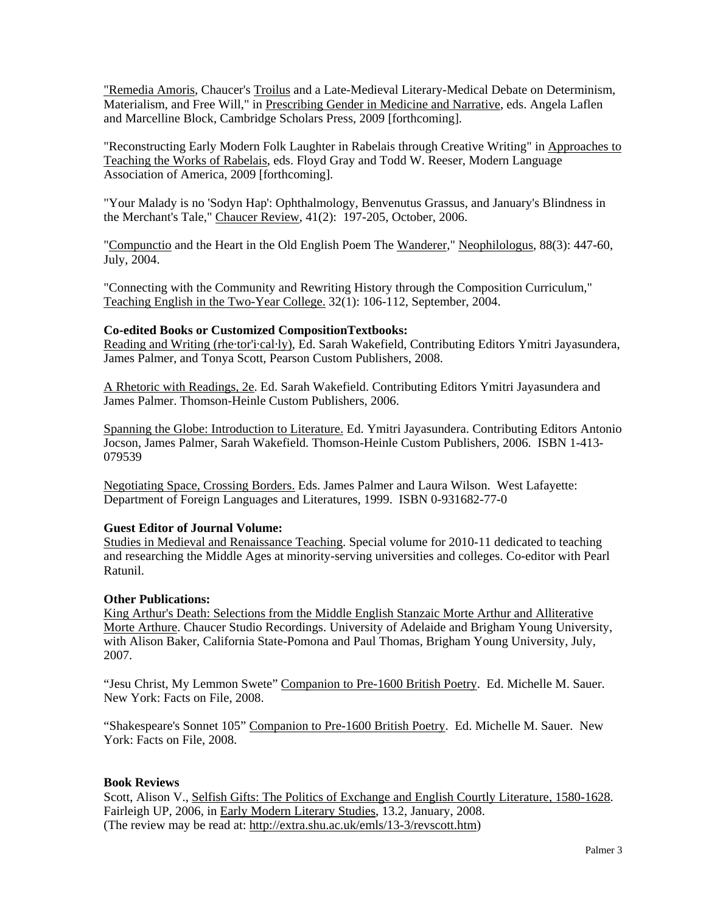"Remedia Amoris, Chaucer's Troilus and a Late-Medieval Literary-Medical Debate on Determinism, Materialism, and Free Will," in Prescribing Gender in Medicine and Narrative, eds. Angela Laflen and Marcelline Block, Cambridge Scholars Press, 2009 [forthcoming].

"Reconstructing Early Modern Folk Laughter in Rabelais through Creative Writing" in Approaches to Teaching the Works of Rabelais, eds. Floyd Gray and Todd W. Reeser, Modern Language Association of America, 2009 [forthcoming].

"Your Malady is no 'Sodyn Hap': Ophthalmology, Benvenutus Grassus, and January's Blindness in the Merchant's Tale," Chaucer Review, 41(2): 197-205, October, 2006.

"Compunctio and the Heart in the Old English Poem The Wanderer," Neophilologus, 88(3): 447-60, July, 2004.

"Connecting with the Community and Rewriting History through the Composition Curriculum," Teaching English in the Two-Year College. 32(1): 106-112, September, 2004.

**Co-edited Books or Customized CompositionTextbooks:**
Reading and Writing (rhe·tor'i·cal·ly), Ed. Sarah Wakefield, Contributing Editors Ymitri Jayasundera, James Palmer, and Tonya Scott, Pearson Custom Publishers, 2008.

A Rhetoric with Readings, 2e. Ed. Sarah Wakefield. Contributing Editors Ymitri Jayasundera and James Palmer. Thomson-Heinle Custom Publishers, 2006.

Spanning the Globe: Introduction to Literature. Ed. Ymitri Jayasundera. Contributing Editors Antonio Jocson, James Palmer, Sarah Wakefield. Thomson-Heinle Custom Publishers, 2006. ISBN 1-413-079539

Negotiating Space, Crossing Borders. Eds. James Palmer and Laura Wilson. West Lafayette: Department of Foreign Languages and Literatures, 1999. ISBN 0-931682-77-0

**Guest Editor of Journal Volume:**
Studies in Medieval and Renaissance Teaching. Special volume for 2010-11 dedicated to teaching and researching the Middle Ages at minority-serving universities and colleges. Co-editor with Pearl Ratunil.

**Other Publications:**
King Arthur's Death: Selections from the Middle English Stanzaic Morte Arthur and Alliterative Morte Arthure. Chaucer Studio Recordings. University of Adelaide and Brigham Young University, with Alison Baker, California State-Pomona and Paul Thomas, Brigham Young University, July, 2007.

"Jesu Christ, My Lemmon Swete" Companion to Pre-1600 British Poetry. Ed. Michelle M. Sauer. New York: Facts on File, 2008.

"Shakespeare's Sonnet 105" Companion to Pre-1600 British Poetry. Ed. Michelle M. Sauer. New York: Facts on File, 2008.

**Book Reviews**
Scott, Alison V., Selfish Gifts: The Politics of Exchange and English Courtly Literature, 1580-1628. Fairleigh UP, 2006, in Early Modern Literary Studies, 13.2, January, 2008.
(The review may be read at: http://extra.shu.ac.uk/emls/13-3/revscott.htm)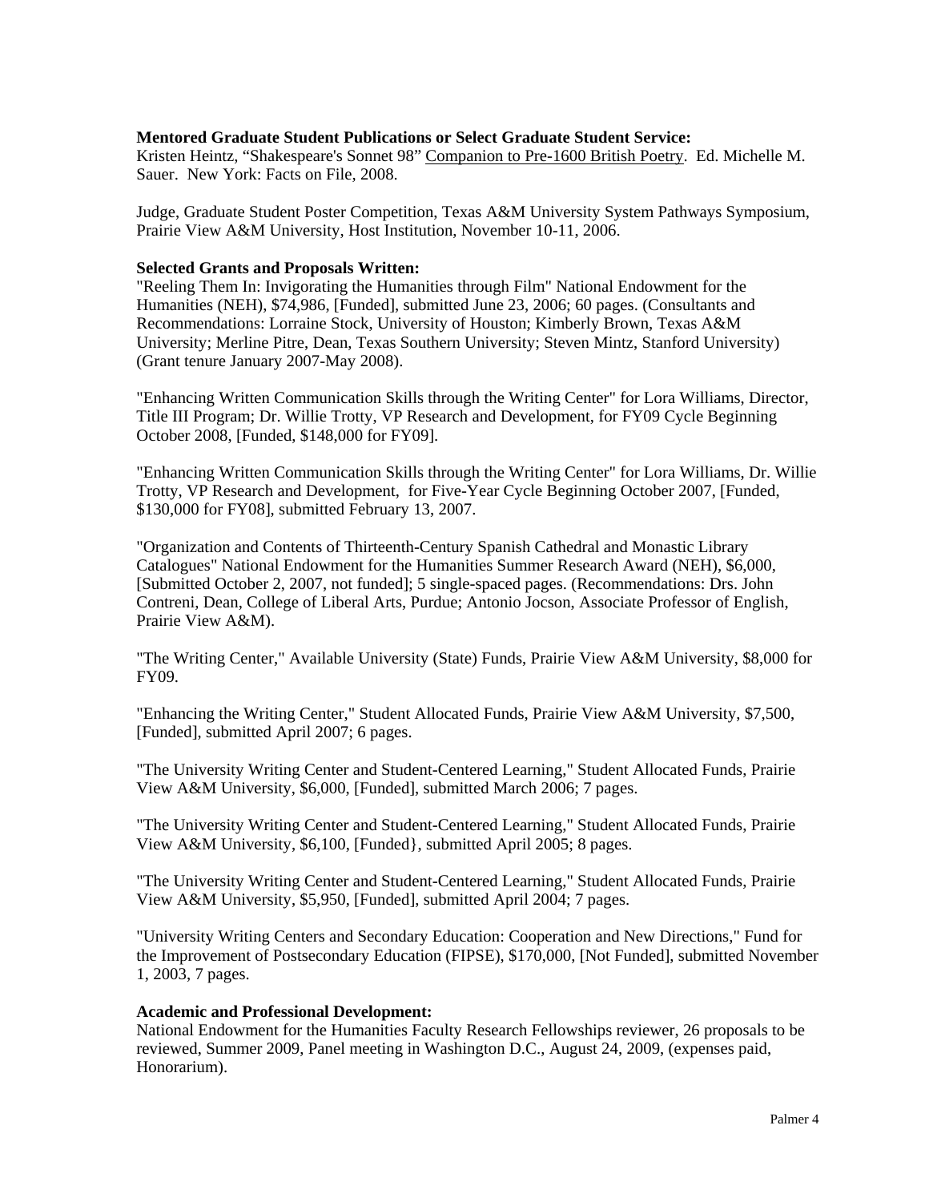**Mentored Graduate Student Publications or Select Graduate Student Service:**

Kristen Heintz, "Shakespeare's Sonnet 98" Companion to Pre-1600 British Poetry. Ed. Michelle M. Sauer. New York: Facts on File, 2008.

Judge, Graduate Student Poster Competition, Texas A&M University System Pathways Symposium, Prairie View A&M University, Host Institution, November 10-11, 2006.

**Selected Grants and Proposals Written:**

"Reeling Them In: Invigorating the Humanities through Film" National Endowment for the Humanities (NEH), $74,986, [Funded], submitted June 23, 2006; 60 pages. (Consultants and Recommendations: Lorraine Stock, University of Houston; Kimberly Brown, Texas A&M University; Merline Pitre, Dean, Texas Southern University; Steven Mintz, Stanford University) (Grant tenure January 2007-May 2008).

"Enhancing Written Communication Skills through the Writing Center" for Lora Williams, Director, Title III Program; Dr. Willie Trotty, VP Research and Development, for FY09 Cycle Beginning October 2008, [Funded, $148,000 for FY09].

"Enhancing Written Communication Skills through the Writing Center" for Lora Williams, Dr. Willie Trotty, VP Research and Development, for Five-Year Cycle Beginning October 2007, [Funded, $130,000 for FY08], submitted February 13, 2007.

"Organization and Contents of Thirteenth-Century Spanish Cathedral and Monastic Library Catalogues" National Endowment for the Humanities Summer Research Award (NEH), $6,000, [Submitted October 2, 2007, not funded]; 5 single-spaced pages. (Recommendations: Drs. John Contreni, Dean, College of Liberal Arts, Purdue; Antonio Jocson, Associate Professor of English, Prairie View A&M).

"The Writing Center," Available University (State) Funds, Prairie View A&M University, $8,000 for FY09.

"Enhancing the Writing Center," Student Allocated Funds, Prairie View A&M University, $7,500, [Funded], submitted April 2007; 6 pages.

"The University Writing Center and Student-Centered Learning," Student Allocated Funds, Prairie View A&M University, $6,000, [Funded], submitted March 2006; 7 pages.

"The University Writing Center and Student-Centered Learning," Student Allocated Funds, Prairie View A&M University, $6,100, [Funded}, submitted April 2005; 8 pages.

"The University Writing Center and Student-Centered Learning," Student Allocated Funds, Prairie View A&M University, $5,950, [Funded], submitted April 2004; 7 pages.

"University Writing Centers and Secondary Education: Cooperation and New Directions," Fund for the Improvement of Postsecondary Education (FIPSE), $170,000, [Not Funded], submitted November 1, 2003, 7 pages.

**Academic and Professional Development:**

National Endowment for the Humanities Faculty Research Fellowships reviewer, 26 proposals to be reviewed, Summer 2009, Panel meeting in Washington D.C., August 24, 2009, (expenses paid, Honorarium).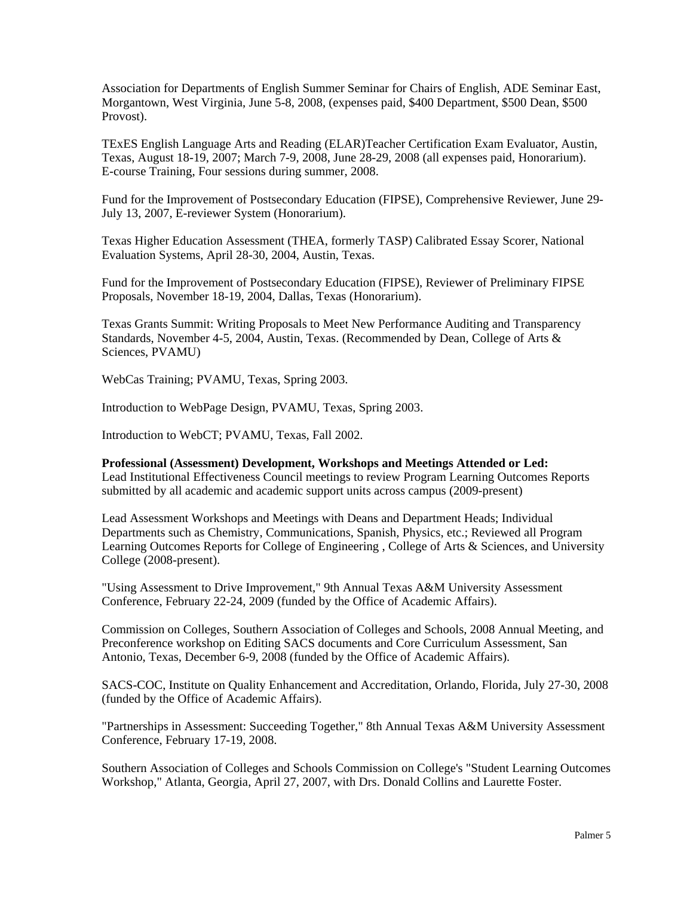Association for Departments of English Summer Seminar for Chairs of English, ADE Seminar East, Morgantown, West Virginia, June 5-8, 2008, (expenses paid, $400 Department, $500 Dean, $500 Provost).

TExES English Language Arts and Reading (ELAR)Teacher Certification Exam Evaluator, Austin, Texas, August 18-19, 2007; March 7-9, 2008, June 28-29, 2008 (all expenses paid, Honorarium). E-course Training, Four sessions during summer, 2008.

Fund for the Improvement of Postsecondary Education (FIPSE), Comprehensive Reviewer, June 29-July 13, 2007, E-reviewer System (Honorarium).

Texas Higher Education Assessment (THEA, formerly TASP) Calibrated Essay Scorer, National Evaluation Systems, April 28-30, 2004, Austin, Texas.

Fund for the Improvement of Postsecondary Education (FIPSE), Reviewer of Preliminary FIPSE Proposals, November 18-19, 2004, Dallas, Texas (Honorarium).

Texas Grants Summit: Writing Proposals to Meet New Performance Auditing and Transparency Standards, November 4-5, 2004, Austin, Texas. (Recommended by Dean, College of Arts & Sciences, PVAMU)

WebCas Training; PVAMU, Texas, Spring 2003.

Introduction to WebPage Design, PVAMU, Texas, Spring 2003.

Introduction to WebCT; PVAMU, Texas, Fall 2002.

**Professional (Assessment) Development, Workshops and Meetings Attended or Led:**
Lead Institutional Effectiveness Council meetings to review Program Learning Outcomes Reports submitted by all academic and academic support units across campus (2009-present)

Lead Assessment Workshops and Meetings with Deans and Department Heads; Individual Departments such as Chemistry, Communications, Spanish, Physics, etc.; Reviewed all Program Learning Outcomes Reports for College of Engineering , College of Arts & Sciences, and University College (2008-present).

"Using Assessment to Drive Improvement," 9th Annual Texas A&M University Assessment Conference, February 22-24, 2009 (funded by the Office of Academic Affairs).

Commission on Colleges, Southern Association of Colleges and Schools, 2008 Annual Meeting, and Preconference workshop on Editing SACS documents and Core Curriculum Assessment, San Antonio, Texas, December 6-9, 2008 (funded by the Office of Academic Affairs).

SACS-COC, Institute on Quality Enhancement and Accreditation, Orlando, Florida, July 27-30, 2008 (funded by the Office of Academic Affairs).

"Partnerships in Assessment: Succeeding Together," 8th Annual Texas A&M University Assessment Conference, February 17-19, 2008.

Southern Association of Colleges and Schools Commission on College's "Student Learning Outcomes Workshop," Atlanta, Georgia, April 27, 2007, with Drs. Donald Collins and Laurette Foster.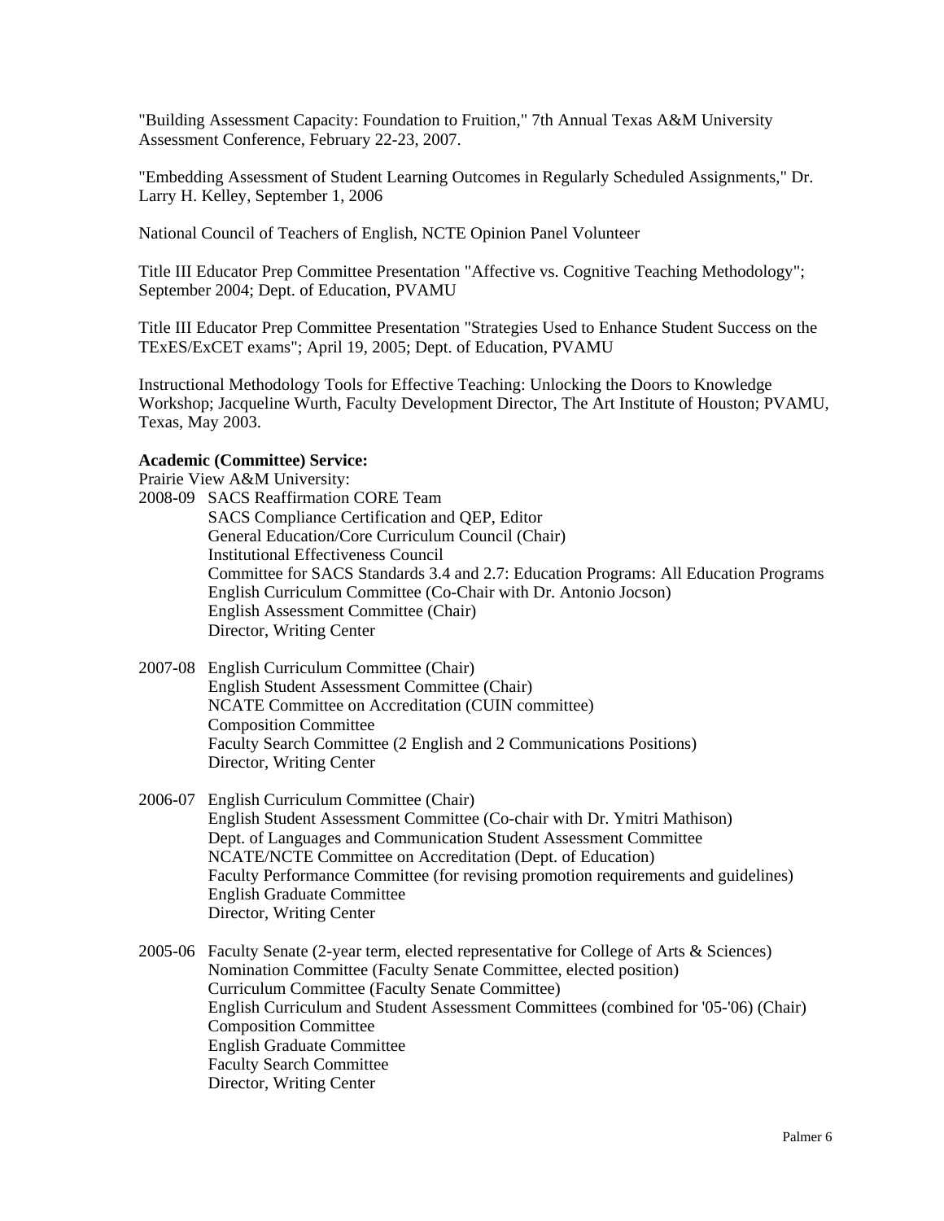"Building Assessment Capacity: Foundation to Fruition," 7th Annual Texas A&M University Assessment Conference, February 22-23, 2007.

"Embedding Assessment of Student Learning Outcomes in Regularly Scheduled Assignments," Dr. Larry H. Kelley, September 1, 2006

National Council of Teachers of English, NCTE Opinion Panel Volunteer

Title III Educator Prep Committee Presentation "Affective vs. Cognitive Teaching Methodology"; September 2004; Dept. of Education, PVAMU

Title III Educator Prep Committee Presentation "Strategies Used to Enhance Student Success on the TExES/ExCET exams"; April 19, 2005; Dept. of Education, PVAMU

Instructional Methodology Tools for Effective Teaching: Unlocking the Doors to Knowledge Workshop; Jacqueline Wurth, Faculty Development Director, The Art Institute of Houston; PVAMU, Texas, May 2003.

**Academic (Committee) Service:**

Prairie View A&M University:

2008-09 SACS Reaffirmation CORE Team
SACS Compliance Certification and QEP, Editor
General Education/Core Curriculum Council (Chair)
Institutional Effectiveness Council
Committee for SACS Standards 3.4 and 2.7: Education Programs: All Education Programs
English Curriculum Committee (Co-Chair with Dr. Antonio Jocson)
English Assessment Committee (Chair)
Director, Writing Center

2007-08 English Curriculum Committee (Chair)
English Student Assessment Committee (Chair)
NCATE Committee on Accreditation (CUIN committee)
Composition Committee
Faculty Search Committee (2 English and 2 Communications Positions)
Director, Writing Center

2006-07 English Curriculum Committee (Chair)
English Student Assessment Committee (Co-chair with Dr. Ymitri Mathison)
Dept. of Languages and Communication Student Assessment Committee
NCATE/NCTE Committee on Accreditation (Dept. of Education)
Faculty Performance Committee (for revising promotion requirements and guidelines)
English Graduate Committee
Director, Writing Center

2005-06 Faculty Senate (2-year term, elected representative for College of Arts & Sciences)
Nomination Committee (Faculty Senate Committee, elected position)
Curriculum Committee (Faculty Senate Committee)
English Curriculum and Student Assessment Committees (combined for '05-'06) (Chair)
Composition Committee
English Graduate Committee
Faculty Search Committee
Director, Writing Center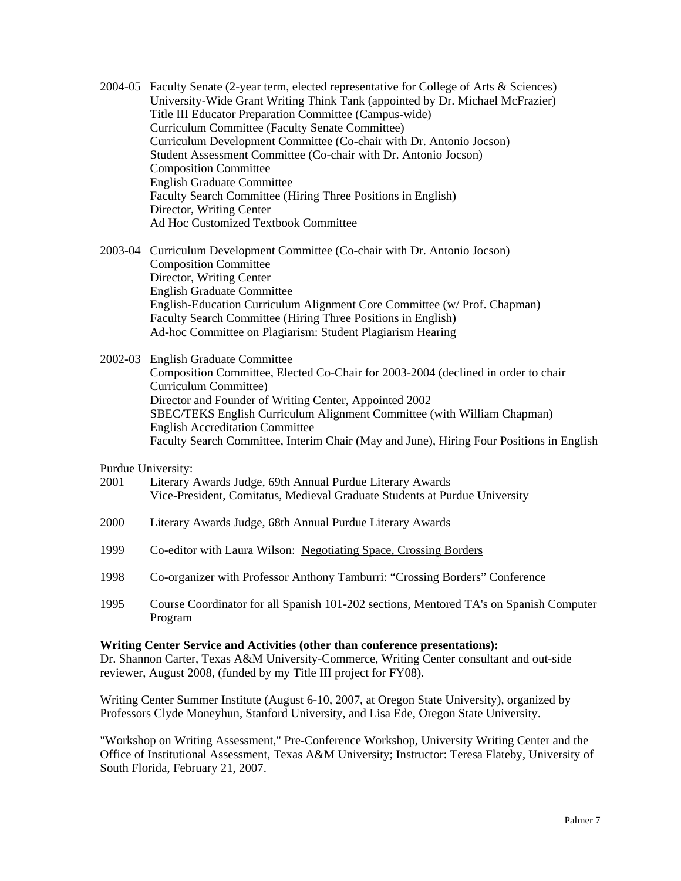2004-05 Faculty Senate (2-year term, elected representative for College of Arts & Sciences)
University-Wide Grant Writing Think Tank (appointed by Dr. Michael McFrazier)
Title III Educator Preparation Committee (Campus-wide)
Curriculum Committee (Faculty Senate Committee)
Curriculum Development Committee (Co-chair with Dr. Antonio Jocson)
Student Assessment Committee (Co-chair with Dr. Antonio Jocson)
Composition Committee
English Graduate Committee
Faculty Search Committee (Hiring Three Positions in English)
Director, Writing Center
Ad Hoc Customized Textbook Committee

2003-04 Curriculum Development Committee (Co-chair with Dr. Antonio Jocson)
Composition Committee
Director, Writing Center
English Graduate Committee
English-Education Curriculum Alignment Core Committee (w/ Prof. Chapman)
Faculty Search Committee (Hiring Three Positions in English)
Ad-hoc Committee on Plagiarism: Student Plagiarism Hearing

2002-03 English Graduate Committee
Composition Committee, Elected Co-Chair for 2003-2004 (declined in order to chair Curriculum Committee)
Director and Founder of Writing Center, Appointed 2002
SBEC/TEKS English Curriculum Alignment Committee (with William Chapman)
English Accreditation Committee
Faculty Search Committee, Interim Chair (May and June), Hiring Four Positions in English

Purdue University:

2001 Literary Awards Judge, 69th Annual Purdue Literary Awards
Vice-President, Comitatus, Medieval Graduate Students at Purdue University

2000 Literary Awards Judge, 68th Annual Purdue Literary Awards

1999 Co-editor with Laura Wilson: <u>Negotiating Space, Crossing Borders</u>

1998 Co-organizer with Professor Anthony Tamburri: "Crossing Borders" Conference

1995 Course Coordinator for all Spanish 101-202 sections, Mentored TA's on Spanish Computer Program

**Writing Center Service and Activities (other than conference presentations):**

Dr. Shannon Carter, Texas A&M University-Commerce, Writing Center consultant and out-side reviewer, August 2008, (funded by my Title III project for FY08).

Writing Center Summer Institute (August 6-10, 2007, at Oregon State University), organized by Professors Clyde Moneyhun, Stanford University, and Lisa Ede, Oregon State University.

"Workshop on Writing Assessment," Pre-Conference Workshop, University Writing Center and the Office of Institutional Assessment, Texas A&M University; Instructor: Teresa Flateby, University of South Florida, February 21, 2007.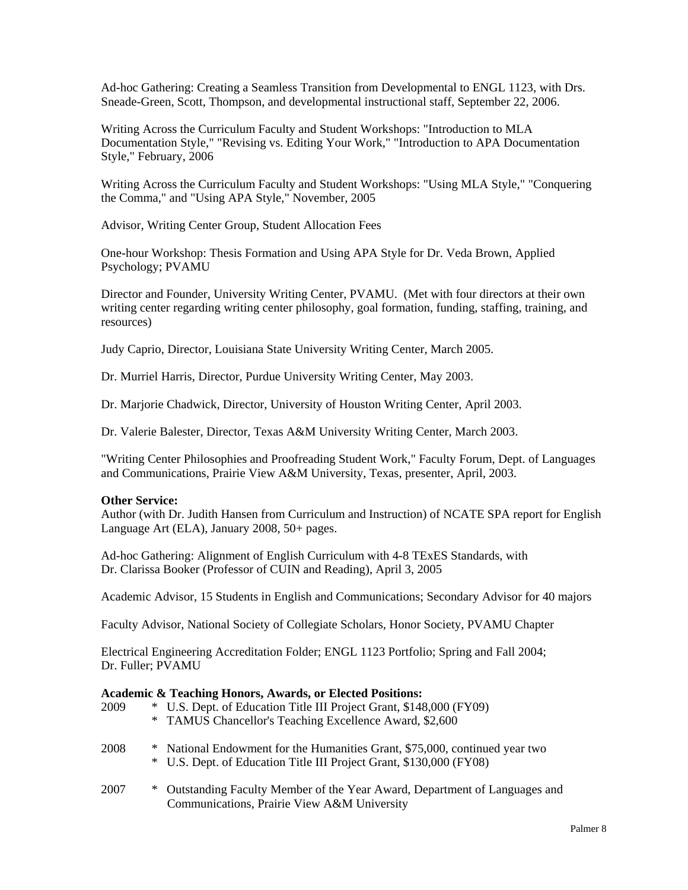Ad-hoc Gathering: Creating a Seamless Transition from Developmental to ENGL 1123, with Drs. Sneade-Green, Scott, Thompson, and developmental instructional staff, September 22, 2006.

Writing Across the Curriculum Faculty and Student Workshops: "Introduction to MLA Documentation Style," "Revising vs. Editing Your Work," "Introduction to APA Documentation Style," February, 2006

Writing Across the Curriculum Faculty and Student Workshops: "Using MLA Style," "Conquering the Comma," and "Using APA Style," November, 2005

Advisor, Writing Center Group, Student Allocation Fees

One-hour Workshop: Thesis Formation and Using APA Style for Dr. Veda Brown, Applied Psychology; PVAMU

Director and Founder, University Writing Center, PVAMU. (Met with four directors at their own writing center regarding writing center philosophy, goal formation, funding, staffing, training, and resources)

Judy Caprio, Director, Louisiana State University Writing Center, March 2005.

Dr. Murriel Harris, Director, Purdue University Writing Center, May 2003.

Dr. Marjorie Chadwick, Director, University of Houston Writing Center, April 2003.

Dr. Valerie Balester, Director, Texas A&M University Writing Center, March 2003.

"Writing Center Philosophies and Proofreading Student Work," Faculty Forum, Dept. of Languages and Communications, Prairie View A&M University, Texas, presenter, April, 2003.

**Other Service:**

Author (with Dr. Judith Hansen from Curriculum and Instruction) of NCATE SPA report for English Language Art (ELA), January 2008, 50+ pages.

Ad-hoc Gathering: Alignment of English Curriculum with 4-8 TExES Standards, with Dr. Clarissa Booker (Professor of CUIN and Reading), April 3, 2005

Academic Advisor, 15 Students in English and Communications; Secondary Advisor for 40 majors

Faculty Advisor, National Society of Collegiate Scholars, Honor Society, PVAMU Chapter

Electrical Engineering Accreditation Folder; ENGL 1123 Portfolio; Spring and Fall 2004; Dr. Fuller; PVAMU

**Academic & Teaching Honors, Awards, or Elected Positions:**

2009
- U.S. Dept. of Education Title III Project Grant, $148,000 (FY09)
- TAMUS Chancellor's Teaching Excellence Award, $2,600

2008
- National Endowment for the Humanities Grant, $75,000, continued year two
- U.S. Dept. of Education Title III Project Grant, $130,000 (FY08)

2007
- Outstanding Faculty Member of the Year Award, Department of Languages and Communications, Prairie View A&M University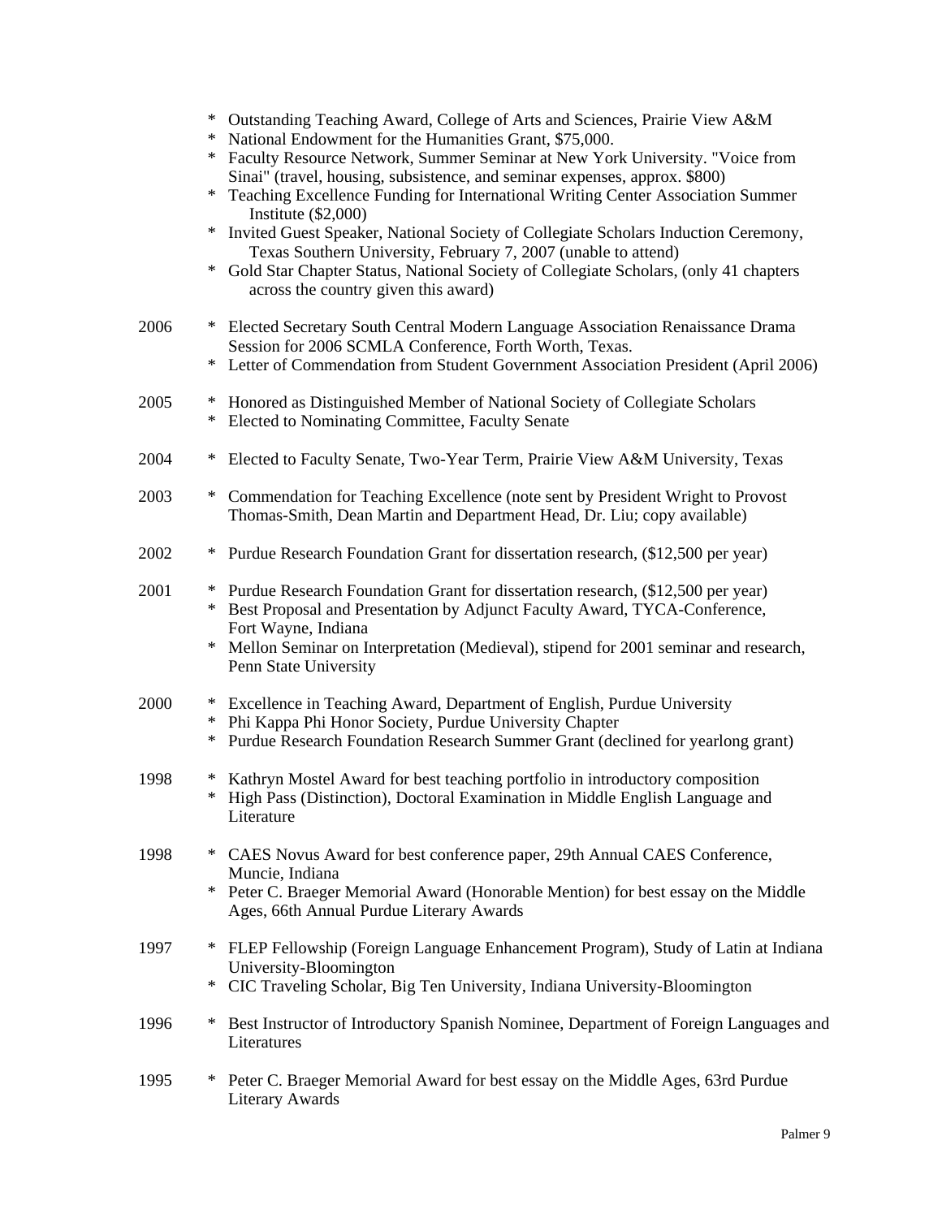* Outstanding Teaching Award, College of Arts and Sciences, Prairie View A&M
* National Endowment for the Humanities Grant, $75,000.
* Faculty Resource Network, Summer Seminar at New York University. "Voice from Sinai" (travel, housing, subsistence, and seminar expenses, approx. $800)
* Teaching Excellence Funding for International Writing Center Association Summer Institute ($2,000)
* Invited Guest Speaker, National Society of Collegiate Scholars Induction Ceremony, Texas Southern University, February 7, 2007 (unable to attend)
* Gold Star Chapter Status, National Society of Collegiate Scholars, (only 41 chapters across the country given this award)

2006
* Elected Secretary South Central Modern Language Association Renaissance Drama Session for 2006 SCMLA Conference, Forth Worth, Texas.
* Letter of Commendation from Student Government Association President (April 2006)

2005
* Honored as Distinguished Member of National Society of Collegiate Scholars
* Elected to Nominating Committee, Faculty Senate

2004
* Elected to Faculty Senate, Two-Year Term, Prairie View A&M University, Texas

2003
* Commendation for Teaching Excellence (note sent by President Wright to Provost Thomas-Smith, Dean Martin and Department Head, Dr. Liu; copy available)

2002
* Purdue Research Foundation Grant for dissertation research, ($12,500 per year)

2001
* Purdue Research Foundation Grant for dissertation research, ($12,500 per year)
* Best Proposal and Presentation by Adjunct Faculty Award, TYCA-Conference, Fort Wayne, Indiana
* Mellon Seminar on Interpretation (Medieval), stipend for 2001 seminar and research, Penn State University

2000
* Excellence in Teaching Award, Department of English, Purdue University
* Phi Kappa Phi Honor Society, Purdue University Chapter
* Purdue Research Foundation Research Summer Grant (declined for yearlong grant)

1998
* Kathryn Mostel Award for best teaching portfolio in introductory composition
* High Pass (Distinction), Doctoral Examination in Middle English Language and Literature

1998
* CAES Novus Award for best conference paper, 29th Annual CAES Conference, Muncie, Indiana
* Peter C. Braeger Memorial Award (Honorable Mention) for best essay on the Middle Ages, 66th Annual Purdue Literary Awards

1997
* FLEP Fellowship (Foreign Language Enhancement Program), Study of Latin at Indiana University-Bloomington
* CIC Traveling Scholar, Big Ten University, Indiana University-Bloomington

1996
* Best Instructor of Introductory Spanish Nominee, Department of Foreign Languages and Literatures

1995
* Peter C. Braeger Memorial Award for best essay on the Middle Ages, 63rd Purdue Literary Awards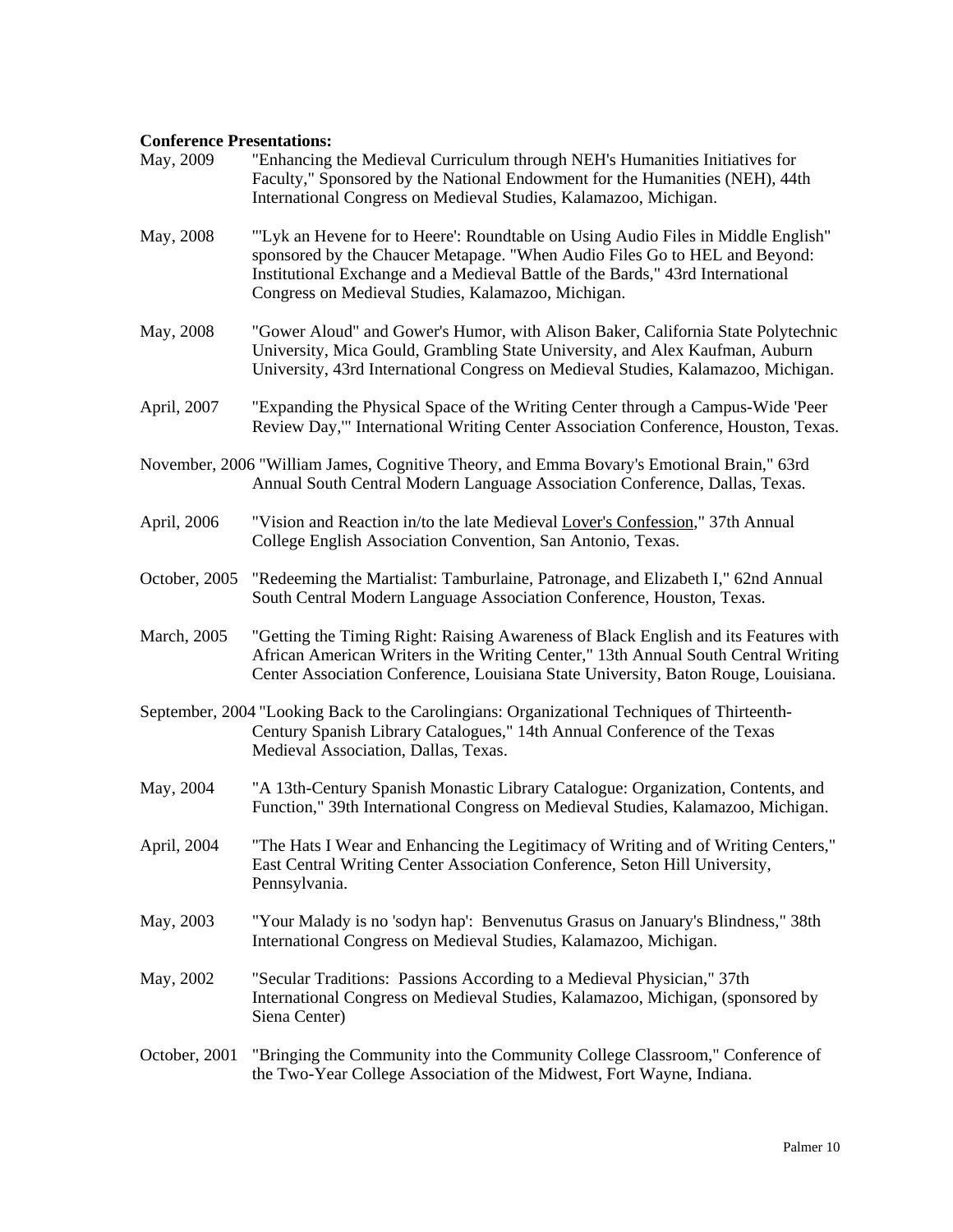**Conference Presentations:**

May, 2009 "Enhancing the Medieval Curriculum through NEH's Humanities Initiatives for Faculty," Sponsored by the National Endowment for the Humanities (NEH), 44th International Congress on Medieval Studies, Kalamazoo, Michigan.

May, 2008 "'Lyk an Hevene for to Heere': Roundtable on Using Audio Files in Middle English" sponsored by the Chaucer Metapage. "When Audio Files Go to HEL and Beyond: Institutional Exchange and a Medieval Battle of the Bards," 43rd International Congress on Medieval Studies, Kalamazoo, Michigan.

May, 2008 "Gower Aloud" and Gower's Humor, with Alison Baker, California State Polytechnic University, Mica Gould, Grambling State University, and Alex Kaufman, Auburn University, 43rd International Congress on Medieval Studies, Kalamazoo, Michigan.

April, 2007 "Expanding the Physical Space of the Writing Center through a Campus-Wide 'Peer Review Day,'" International Writing Center Association Conference, Houston, Texas.

November, 2006 "William James, Cognitive Theory, and Emma Bovary's Emotional Brain," 63rd Annual South Central Modern Language Association Conference, Dallas, Texas.

April, 2006 "Vision and Reaction in/to the late Medieval Lover's Confession," 37th Annual College English Association Convention, San Antonio, Texas.

October, 2005 "Redeeming the Martialist: Tamburlaine, Patronage, and Elizabeth I," 62nd Annual South Central Modern Language Association Conference, Houston, Texas.

March, 2005 "Getting the Timing Right: Raising Awareness of Black English and its Features with African American Writers in the Writing Center," 13th Annual South Central Writing Center Association Conference, Louisiana State University, Baton Rouge, Louisiana.

September, 2004 "Looking Back to the Carolingians: Organizational Techniques of Thirteenth-Century Spanish Library Catalogues," 14th Annual Conference of the Texas Medieval Association, Dallas, Texas.

May, 2004 "A 13th-Century Spanish Monastic Library Catalogue: Organization, Contents, and Function," 39th International Congress on Medieval Studies, Kalamazoo, Michigan.

April, 2004 "The Hats I Wear and Enhancing the Legitimacy of Writing and of Writing Centers," East Central Writing Center Association Conference, Seton Hill University, Pennsylvania.

May, 2003 "Your Malady is no 'sodyn hap': Benvenutus Grasus on January's Blindness," 38th International Congress on Medieval Studies, Kalamazoo, Michigan.

May, 2002 "Secular Traditions: Passions According to a Medieval Physician," 37th International Congress on Medieval Studies, Kalamazoo, Michigan, (sponsored by Siena Center)

October, 2001 "Bringing the Community into the Community College Classroom," Conference of the Two-Year College Association of the Midwest, Fort Wayne, Indiana.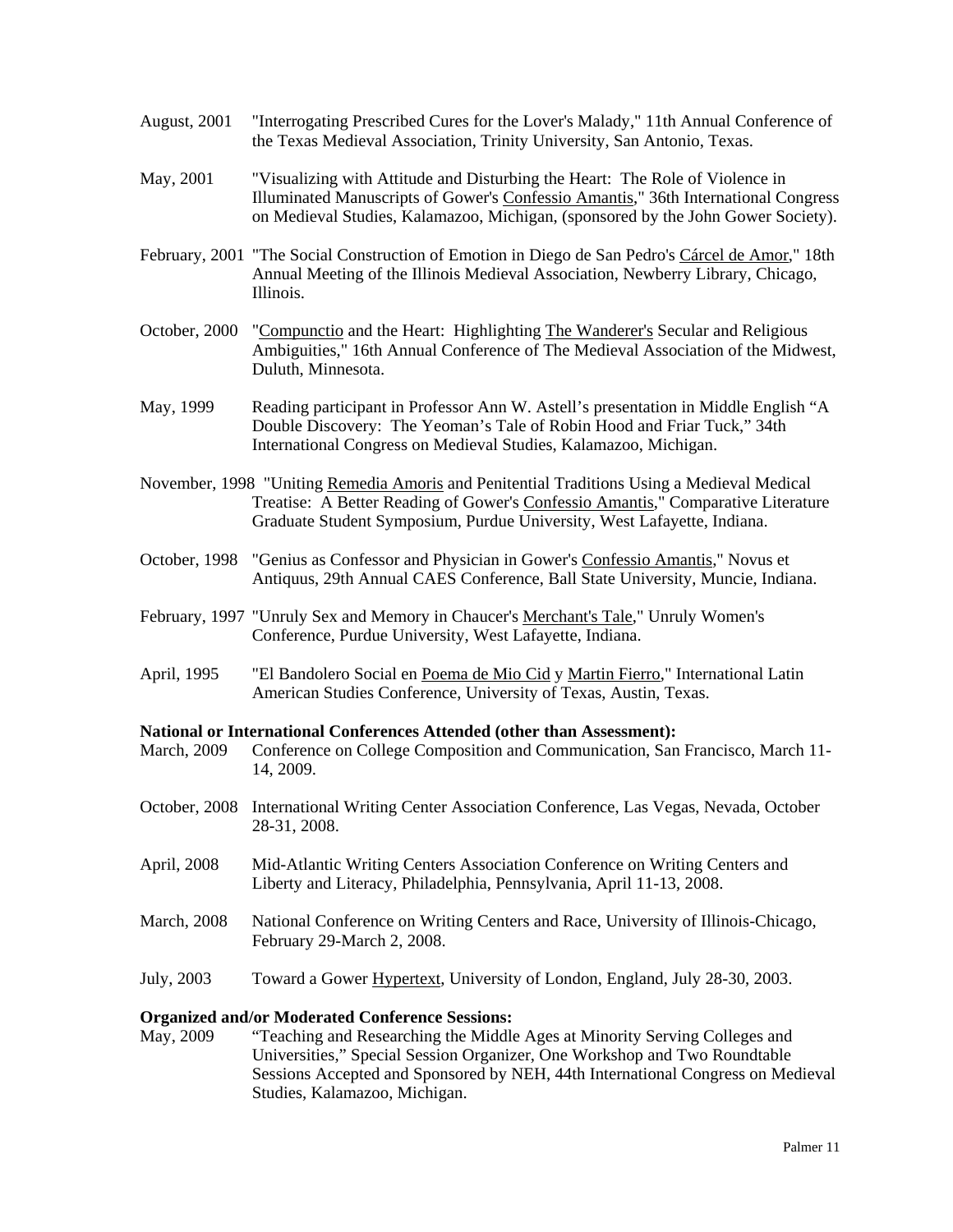August, 2001 "Interrogating Prescribed Cures for the Lover's Malady," 11th Annual Conference of the Texas Medieval Association, Trinity University, San Antonio, Texas.

May, 2001 "Visualizing with Attitude and Disturbing the Heart: The Role of Violence in Illuminated Manuscripts of Gower's Confessio Amantis," 36th International Congress on Medieval Studies, Kalamazoo, Michigan, (sponsored by the John Gower Society).

February, 2001 "The Social Construction of Emotion in Diego de San Pedro's Cárcel de Amor," 18th Annual Meeting of the Illinois Medieval Association, Newberry Library, Chicago, Illinois.

October, 2000 "Compunctio and the Heart: Highlighting The Wanderer's Secular and Religious Ambiguities," 16th Annual Conference of The Medieval Association of the Midwest, Duluth, Minnesota.

May, 1999 Reading participant in Professor Ann W. Astell's presentation in Middle English "A Double Discovery: The Yeoman's Tale of Robin Hood and Friar Tuck," 34th International Congress on Medieval Studies, Kalamazoo, Michigan.

November, 1998 "Uniting Remedia Amoris and Penitential Traditions Using a Medieval Medical Treatise: A Better Reading of Gower's Confessio Amantis," Comparative Literature Graduate Student Symposium, Purdue University, West Lafayette, Indiana.

October, 1998 "Genius as Confessor and Physician in Gower's Confessio Amantis," Novus et Antiquus, 29th Annual CAES Conference, Ball State University, Muncie, Indiana.

February, 1997 "Unruly Sex and Memory in Chaucer's Merchant's Tale," Unruly Women's Conference, Purdue University, West Lafayette, Indiana.

April, 1995 "El Bandolero Social en Poema de Mio Cid y Martin Fierro," International Latin American Studies Conference, University of Texas, Austin, Texas.

**National or International Conferences Attended (other than Assessment):**

March, 2009 Conference on College Composition and Communication, San Francisco, March 11-14, 2009.

October, 2008 International Writing Center Association Conference, Las Vegas, Nevada, October 28-31, 2008.

April, 2008 Mid-Atlantic Writing Centers Association Conference on Writing Centers and Liberty and Literacy, Philadelphia, Pennsylvania, April 11-13, 2008.

March, 2008 National Conference on Writing Centers and Race, University of Illinois-Chicago, February 29-March 2, 2008.

July, 2003 Toward a Gower Hypertext, University of London, England, July 28-30, 2003.

**Organized and/or Moderated Conference Sessions:**

May, 2009 "Teaching and Researching the Middle Ages at Minority Serving Colleges and Universities," Special Session Organizer, One Workshop and Two Roundtable Sessions Accepted and Sponsored by NEH, 44th International Congress on Medieval Studies, Kalamazoo, Michigan.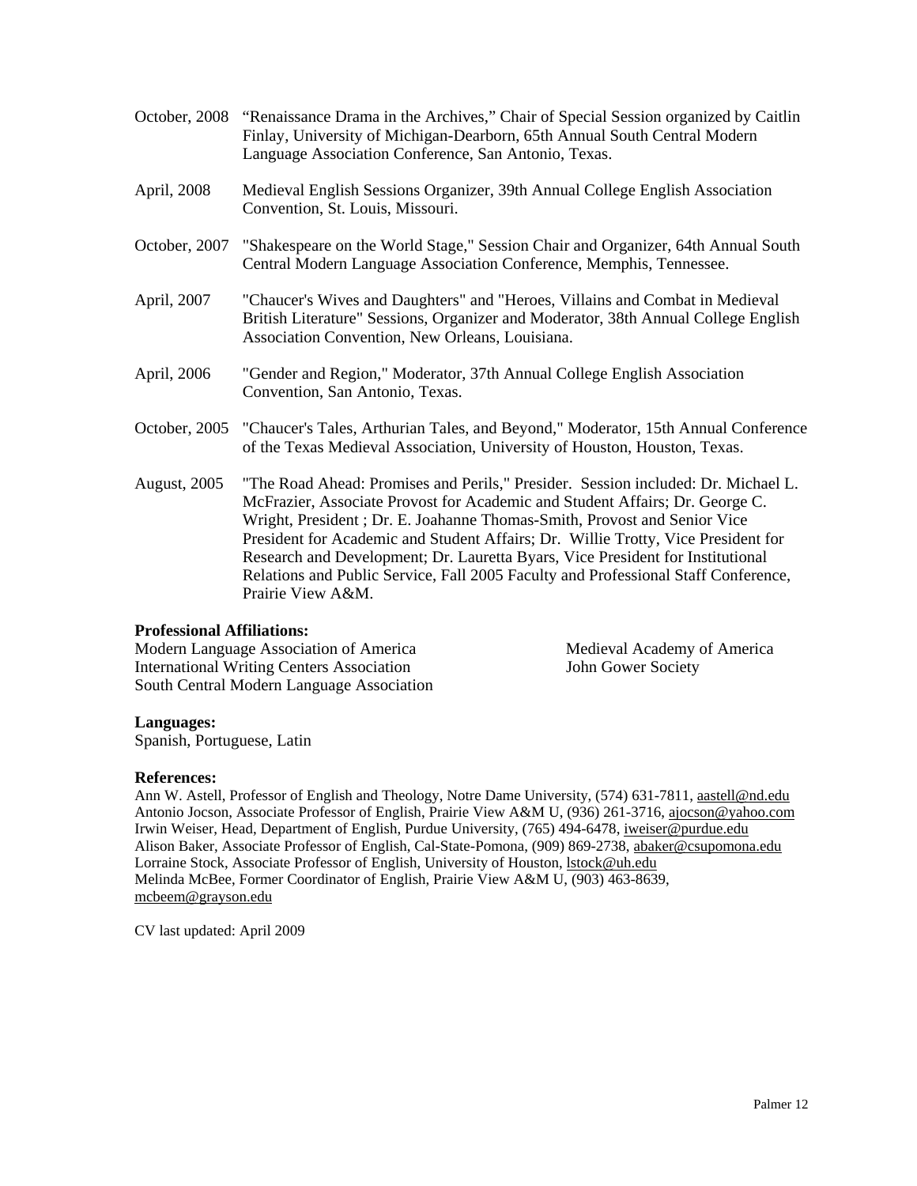October, 2008 "Renaissance Drama in the Archives," Chair of Special Session organized by Caitlin Finlay, University of Michigan-Dearborn, 65th Annual South Central Modern Language Association Conference, San Antonio, Texas.

April, 2008 Medieval English Sessions Organizer, 39th Annual College English Association Convention, St. Louis, Missouri.

October, 2007 "Shakespeare on the World Stage," Session Chair and Organizer, 64th Annual South Central Modern Language Association Conference, Memphis, Tennessee.

April, 2007 "Chaucer's Wives and Daughters" and "Heroes, Villains and Combat in Medieval British Literature" Sessions, Organizer and Moderator, 38th Annual College English Association Convention, New Orleans, Louisiana.

April, 2006 "Gender and Region," Moderator, 37th Annual College English Association Convention, San Antonio, Texas.

October, 2005 "Chaucer's Tales, Arthurian Tales, and Beyond," Moderator, 15th Annual Conference of the Texas Medieval Association, University of Houston, Houston, Texas.

August, 2005 "The Road Ahead: Promises and Perils," Presider. Session included: Dr. Michael L. McFrazier, Associate Provost for Academic and Student Affairs; Dr. George C. Wright, President ; Dr. E. Joahanne Thomas-Smith, Provost and Senior Vice President for Academic and Student Affairs; Dr. Willie Trotty, Vice President for Research and Development; Dr. Lauretta Byars, Vice President for Institutional Relations and Public Service, Fall 2005 Faculty and Professional Staff Conference, Prairie View A&M.

**Professional Affiliations:**

Modern Language Association of America
International Writing Centers Association
South Central Modern Language Association
Medieval Academy of America
John Gower Society

**Languages:**

Spanish, Portuguese, Latin

**References:**

Ann W. Astell, Professor of English and Theology, Notre Dame University, (574) 631-7811, aastell@nd.edu
Antonio Jocson, Associate Professor of English, Prairie View A&M U, (936) 261-3716, ajocson@yahoo.com
Irwin Weiser, Head, Department of English, Purdue University, (765) 494-6478, iweiser@purdue.edu
Alison Baker, Associate Professor of English, Cal-State-Pomona, (909) 869-2738, abaker@csupomona.edu
Lorraine Stock, Associate Professor of English, University of Houston, lstock@uh.edu
Melinda McBee, Former Coordinator of English, Prairie View A&M U, (903) 463-8639, mcbeem@grayson.edu

CV last updated: April 2009